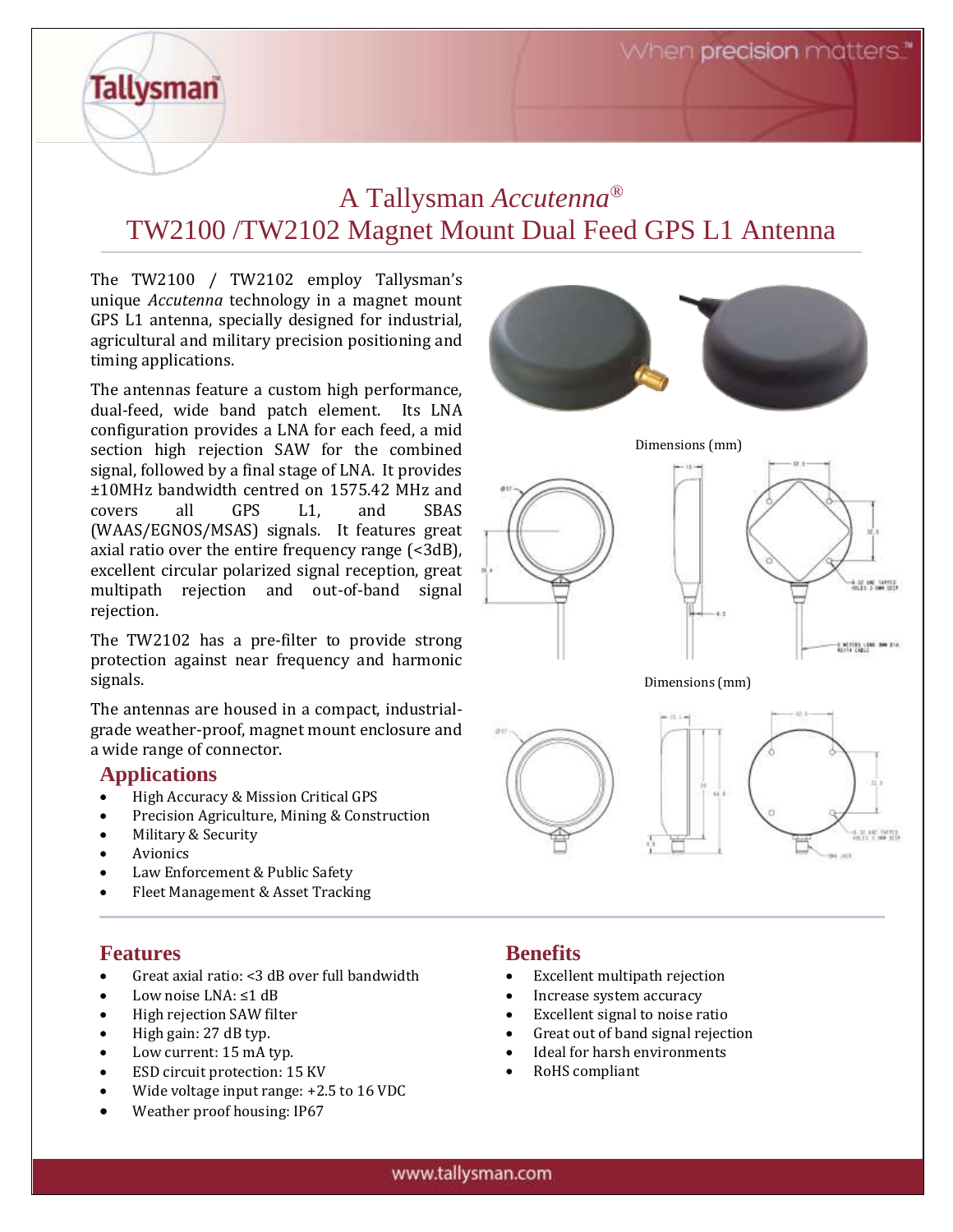# A Tallysman *Accutenna*®
# TW2100 /TW2102 Magnet Mount Dual Feed GPS L1 Antenna

The TW2100 / TW2102 employ Tallysman's unique *Accutenna* technology in a magnet mount GPS L1 antenna, specially designed for industrial, agricultural and military precision positioning and timing applications.

The antennas feature a custom high performance, dual-feed, wide band patch element. Its LNA configuration provides a LNA for each feed, a mid section high rejection SAW for the combined signal, followed by a final stage of LNA. It provides ±10MHz bandwidth centred on 1575.42 MHz and covers all GPS L1, and SBAS (WAAS/EGNOS/MSAS) signals. It features great axial ratio over the entire frequency range (<3dB), excellent circular polarized signal reception, great multipath rejection and out-of-band signal rejection.

The TW2102 has a pre-filter to provide strong protection against near frequency and harmonic signals.

The antennas are housed in a compact, industrial-grade weather-proof, magnet mount enclosure and a wide range of connector.

## Applications

- High Accuracy & Mission Critical GPS
- Precision Agriculture, Mining & Construction
- Military & Security
- Avionics
- Law Enforcement & Public Safety
- Fleet Management & Asset Tracking

Dimensions (mm)

Dimensions (mm)

## Features

- Great axial ratio: <3 dB over full bandwidth
- Low noise LNA: ≤1 dB
- High rejection SAW filter
- High gain: 27 dB typ.
- Low current: 15 mA typ.
- ESD circuit protection: 15 KV
- Wide voltage input range: +2.5 to 16 VDC
- Weather proof housing: IP67

## Benefits

- Excellent multipath rejection
- Increase system accuracy
- Excellent signal to noise ratio
- Great out of band signal rejection
- Ideal for harsh environments
- RoHS compliant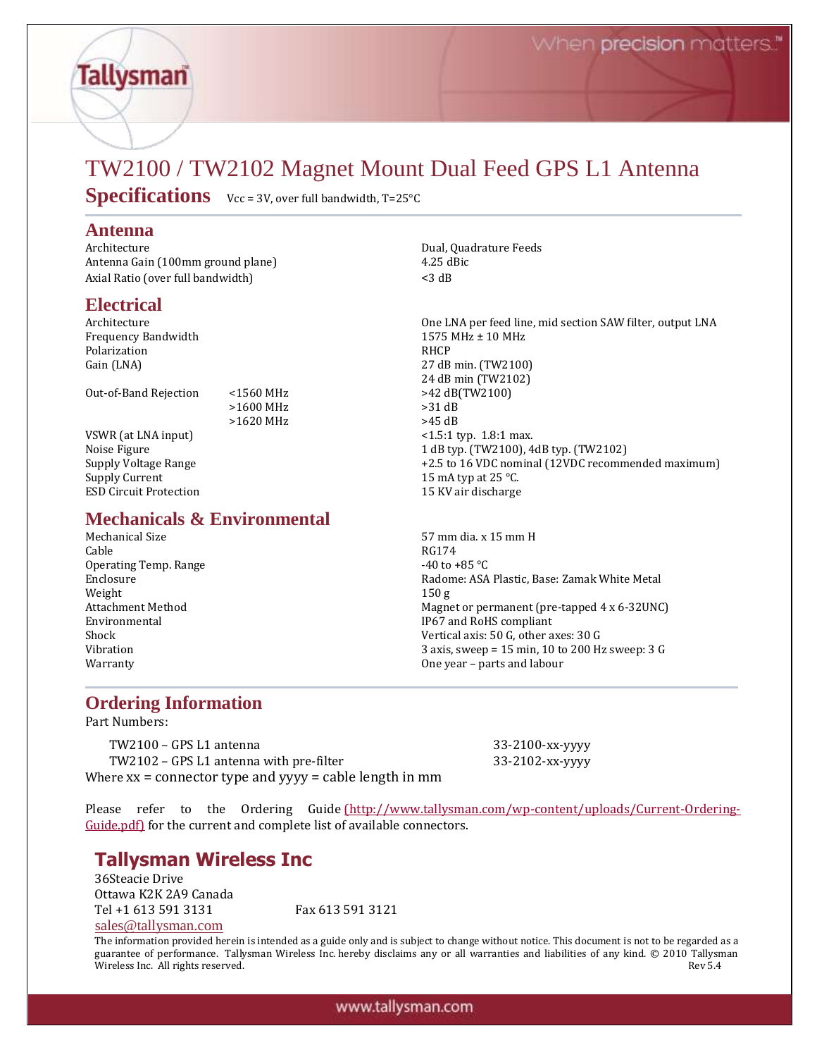# TW2100 / TW2102 Magnet Mount Dual Feed GPS L1 Antenna

## Specifications

Vcc = 3V, over full bandwidth, T=25°C

### Antenna

| | | |
|---|---|---|
| Architecture | | Dual, Quadrature Feeds |
| Antenna Gain (100mm ground plane) | | 4.25 dBic |
| Axial Ratio (over full bandwidth) | | <3 dB |

### Electrical

| | | |
|---|---|---|
| Architecture | | One LNA per feed line, mid section SAW filter, output LNA |
| Frequency Bandwidth | | 1575 MHz ± 10 MHz |
| Polarization | | RHCP |
| Gain (LNA) | | 27 dB min. (TW2100)<br>24 dB min (TW2102) |
| Out-of-Band Rejection | <1560 MHz | >42 dB(TW2100) |
| | >1600 MHz | >31 dB |
| | >1620 MHz | >45 dB |
| VSWR (at LNA input) | | <1.5:1 typ. 1.8:1 max. |
| Noise Figure | | 1 dB typ. (TW2100), 4dB typ. (TW2102) |
| Supply Voltage Range | | +2.5 to 16 VDC nominal (12VDC recommended maximum) |
| Supply Current | | 15 mA typ at 25 °C. |
| ESD Circuit Protection | | 15 KV air discharge |

### Mechanicals & Environmental

| | |
|---|---|
| Mechanical Size | 57 mm dia. x 15 mm H |
| Cable | RG174 |
| Operating Temp. Range | -40 to +85 °C |
| Enclosure | Radome: ASA Plastic, Base: Zamak White Metal |
| Weight | 150 g |
| Attachment Method | Magnet or permanent (pre-tapped 4 x 6-32UNC) |
| Environmental | IP67 and RoHS compliant |
| Shock | Vertical axis: 50 G, other axes: 30 G |
| Vibration | 3 axis, sweep = 15 min, 10 to 200 Hz sweep: 3 G |
| Warranty | One year – parts and labour |

## Ordering Information

Part Numbers:

| | |
|---|---|
| TW2100 – GPS L1 antenna | 33-2100-xx-yyyy |
| TW2102 – GPS L1 antenna with pre-filter | 33-2102-xx-yyyy |

Where xx = connector type and yyyy = cable length in mm

Please refer to the Ordering Guide (http://www.tallysman.com/wp-content/uploads/Current-Ordering-Guide.pdf) for the current and complete list of available connectors.

## Tallysman Wireless Inc

36Steacie Drive
Ottawa K2K 2A9 Canada
Tel +1 613 591 3131 Fax 613 591 3121
sales@tallysman.com

The information provided herein is intended as a guide only and is subject to change without notice. This document is not to be regarded as a guarantee of performance. Tallysman Wireless Inc. hereby disclaims any or all warranties and liabilities of any kind. © 2010 Tallysman Wireless Inc. All rights reserved. Rev 5.4